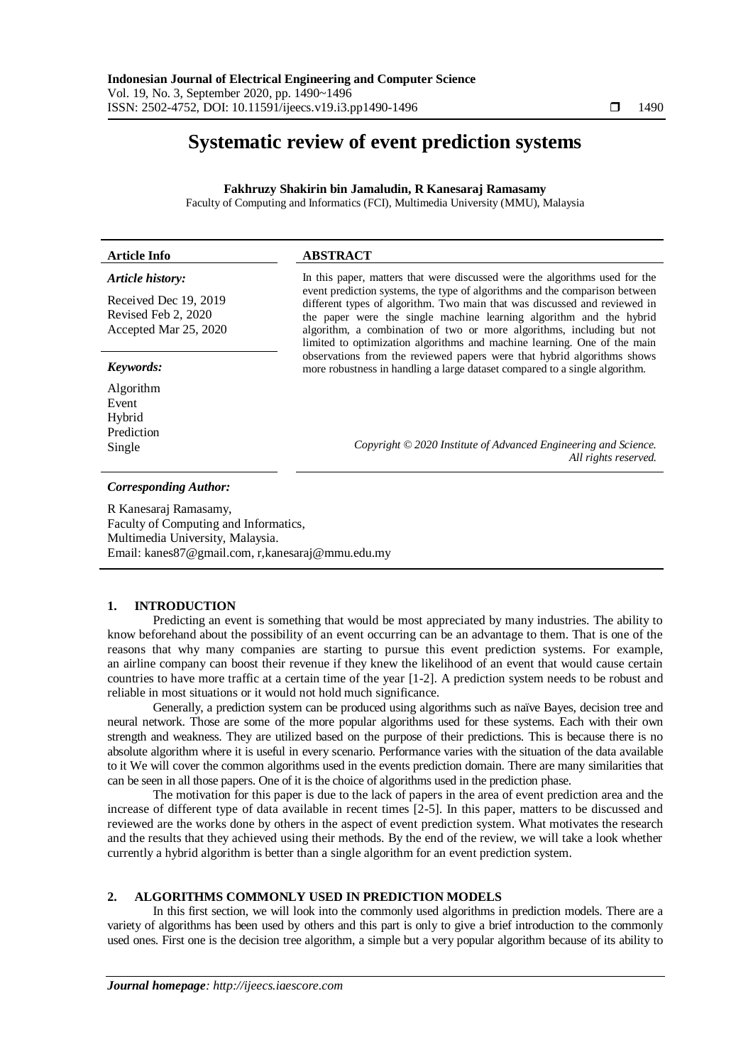# Systematic review of event prediction systems

**Fakhruzy Shakirin bin Jamaludin, R Kanesaraj Ramasamy**

Faculty of Computing and Informatics (FCI), Multimedia University (MMU), Malaysia

**Article Info**

***Article history:***

Received Dec 19, 2019
Revised Feb 2, 2020
Accepted Mar 25, 2020

***Keywords:***

Algorithm
Event
Hybrid
Prediction
Single

**ABSTRACT**

In this paper, matters that were discussed were the algorithms used for the event prediction systems, the type of algorithms and the comparison between different types of algorithm. Two main that was discussed and reviewed in the paper were the single machine learning algorithm and the hybrid algorithm, a combination of two or more algorithms, including but not limited to optimization algorithms and machine learning. One of the main observations from the reviewed papers were that hybrid algorithms shows more robustness in handling a large dataset compared to a single algorithm.

*Copyright © 2020 Institute of Advanced Engineering and Science. All rights reserved.*

***Corresponding Author:***

R Kanesaraj Ramasamy,
Faculty of Computing and Informatics,
Multimedia University, Malaysia.
Email: kanes87@gmail.com, r,kanesaraj@mmu.edu.my

## 1. INTRODUCTION

Predicting an event is something that would be most appreciated by many industries. The ability to know beforehand about the possibility of an event occurring can be an advantage to them. That is one of the reasons that why many companies are starting to pursue this event prediction systems. For example, an airline company can boost their revenue if they knew the likelihood of an event that would cause certain countries to have more traffic at a certain time of the year [1-2]. A prediction system needs to be robust and reliable in most situations or it would not hold much significance.

Generally, a prediction system can be produced using algorithms such as naïve Bayes, decision tree and neural network. Those are some of the more popular algorithms used for these systems. Each with their own strength and weakness. They are utilized based on the purpose of their predictions. This is because there is no absolute algorithm where it is useful in every scenario. Performance varies with the situation of the data available to it We will cover the common algorithms used in the events prediction domain. There are many similarities that can be seen in all those papers. One of it is the choice of algorithms used in the prediction phase.

The motivation for this paper is due to the lack of papers in the area of event prediction area and the increase of different type of data available in recent times [2-5]. In this paper, matters to be discussed and reviewed are the works done by others in the aspect of event prediction system. What motivates the research and the results that they achieved using their methods. By the end of the review, we will take a look whether currently a hybrid algorithm is better than a single algorithm for an event prediction system.

## 2. ALGORITHMS COMMONLY USED IN PREDICTION MODELS

In this first section, we will look into the commonly used algorithms in prediction models. There are a variety of algorithms has been used by others and this part is only to give a brief introduction to the commonly used ones. First one is the decision tree algorithm, a simple but a very popular algorithm because of its ability to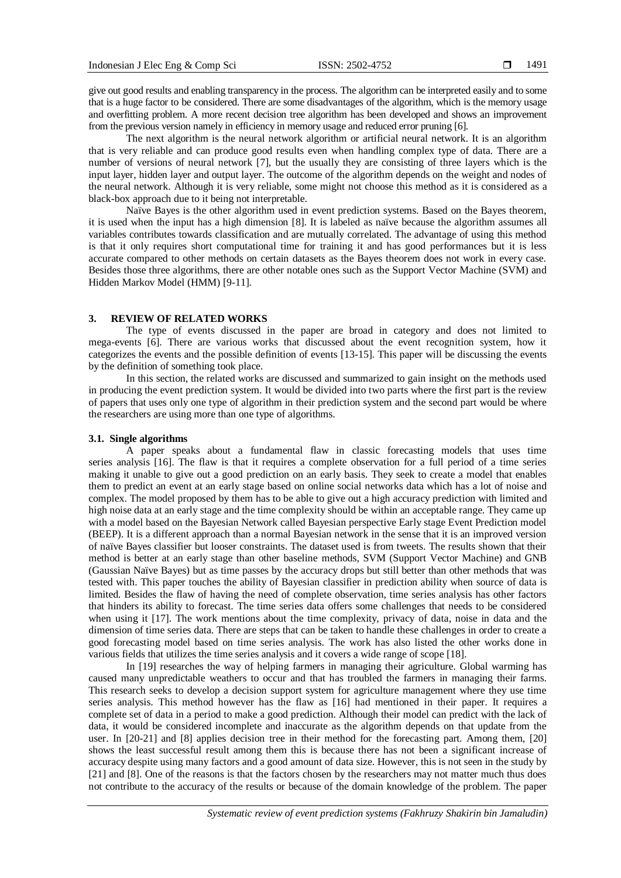give out good results and enabling transparency in the process. The algorithm can be interpreted easily and to some that is a huge factor to be considered. There are some disadvantages of the algorithm, which is the memory usage and overfitting problem. A more recent decision tree algorithm has been developed and shows an improvement from the previous version namely in efficiency in memory usage and reduced error pruning [6].

The next algorithm is the neural network algorithm or artificial neural network. It is an algorithm that is very reliable and can produce good results even when handling complex type of data. There are a number of versions of neural network [7], but the usually they are consisting of three layers which is the input layer, hidden layer and output layer. The outcome of the algorithm depends on the weight and nodes of the neural network. Although it is very reliable, some might not choose this method as it is considered as a black-box approach due to it being not interpretable.

Naïve Bayes is the other algorithm used in event prediction systems. Based on the Bayes theorem, it is used when the input has a high dimension [8]. It is labeled as naïve because the algorithm assumes all variables contributes towards classification and are mutually correlated. The advantage of using this method is that it only requires short computational time for training it and has good performances but it is less accurate compared to other methods on certain datasets as the Bayes theorem does not work in every case. Besides those three algorithms, there are other notable ones such as the Support Vector Machine (SVM) and Hidden Markov Model (HMM) [9-11].

## 3. REVIEW OF RELATED WORKS

The type of events discussed in the paper are broad in category and does not limited to mega-events [6]. There are various works that discussed about the event recognition system, how it categorizes the events and the possible definition of events [13-15]. This paper will be discussing the events by the definition of something took place.

In this section, the related works are discussed and summarized to gain insight on the methods used in producing the event prediction system. It would be divided into two parts where the first part is the review of papers that uses only one type of algorithm in their prediction system and the second part would be where the researchers are using more than one type of algorithms.

### 3.1. Single algorithms

A paper speaks about a fundamental flaw in classic forecasting models that uses time series analysis [16]. The flaw is that it requires a complete observation for a full period of a time series making it unable to give out a good prediction on an early basis. They seek to create a model that enables them to predict an event at an early stage based on online social networks data which has a lot of noise and complex. The model proposed by them has to be able to give out a high accuracy prediction with limited and high noise data at an early stage and the time complexity should be within an acceptable range. They came up with a model based on the Bayesian Network called Bayesian perspective Early stage Event Prediction model (BEEP). It is a different approach than a normal Bayesian network in the sense that it is an improved version of naïve Bayes classifier but looser constraints. The dataset used is from tweets. The results shown that their method is better at an early stage than other baseline methods, SVM (Support Vector Machine) and GNB (Gaussian Naïve Bayes) but as time passes by the accuracy drops but still better than other methods that was tested with. This paper touches the ability of Bayesian classifier in prediction ability when source of data is limited. Besides the flaw of having the need of complete observation, time series analysis has other factors that hinders its ability to forecast. The time series data offers some challenges that needs to be considered when using it [17]. The work mentions about the time complexity, privacy of data, noise in data and the dimension of time series data. There are steps that can be taken to handle these challenges in order to create a good forecasting model based on time series analysis. The work has also listed the other works done in various fields that utilizes the time series analysis and it covers a wide range of scope [18].

In [19] researches the way of helping farmers in managing their agriculture. Global warming has caused many unpredictable weathers to occur and that has troubled the farmers in managing their farms. This research seeks to develop a decision support system for agriculture management where they use time series analysis. This method however has the flaw as [16] had mentioned in their paper. It requires a complete set of data in a period to make a good prediction. Although their model can predict with the lack of data, it would be considered incomplete and inaccurate as the algorithm depends on that update from the user. In [20-21] and [8] applies decision tree in their method for the forecasting part. Among them, [20] shows the least successful result among them this is because there has not been a significant increase of accuracy despite using many factors and a good amount of data size. However, this is not seen in the study by [21] and [8]. One of the reasons is that the factors chosen by the researchers may not matter much thus does not contribute to the accuracy of the results or because of the domain knowledge of the problem. The paper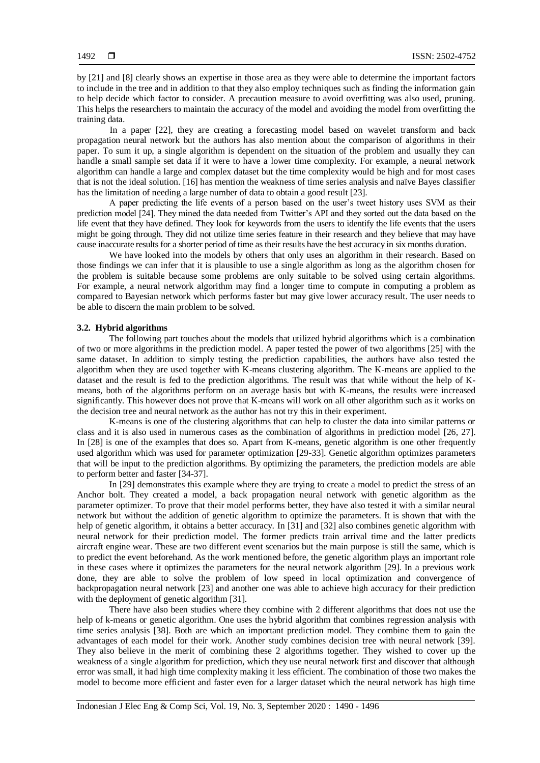by [21] and [8] clearly shows an expertise in those area as they were able to determine the important factors to include in the tree and in addition to that they also employ techniques such as finding the information gain to help decide which factor to consider. A precaution measure to avoid overfitting was also used, pruning. This helps the researchers to maintain the accuracy of the model and avoiding the model from overfitting the training data.

In a paper [22], they are creating a forecasting model based on wavelet transform and back propagation neural network but the authors has also mention about the comparison of algorithms in their paper. To sum it up, a single algorithm is dependent on the situation of the problem and usually they can handle a small sample set data if it were to have a lower time complexity. For example, a neural network algorithm can handle a large and complex dataset but the time complexity would be high and for most cases that is not the ideal solution. [16] has mention the weakness of time series analysis and naïve Bayes classifier has the limitation of needing a large number of data to obtain a good result [23].

A paper predicting the life events of a person based on the user's tweet history uses SVM as their prediction model [24]. They mined the data needed from Twitter's API and they sorted out the data based on the life event that they have defined. They look for keywords from the users to identify the life events that the users might be going through. They did not utilize time series feature in their research and they believe that may have cause inaccurate results for a shorter period of time as their results have the best accuracy in six months duration.

We have looked into the models by others that only uses an algorithm in their research. Based on those findings we can infer that it is plausible to use a single algorithm as long as the algorithm chosen for the problem is suitable because some problems are only suitable to be solved using certain algorithms. For example, a neural network algorithm may find a longer time to compute in computing a problem as compared to Bayesian network which performs faster but may give lower accuracy result. The user needs to be able to discern the main problem to be solved.

### 3.2. Hybrid algorithms

The following part touches about the models that utilized hybrid algorithms which is a combination of two or more algorithms in the prediction model. A paper tested the power of two algorithms [25] with the same dataset. In addition to simply testing the prediction capabilities, the authors have also tested the algorithm when they are used together with K-means clustering algorithm. The K-means are applied to the dataset and the result is fed to the prediction algorithms. The result was that while without the help of K-means, both of the algorithms perform on an average basis but with K-means, the results were increased significantly. This however does not prove that K-means will work on all other algorithm such as it works on the decision tree and neural network as the author has not try this in their experiment.

K-means is one of the clustering algorithms that can help to cluster the data into similar patterns or class and it is also used in numerous cases as the combination of algorithms in prediction model [26, 27]. In [28] is one of the examples that does so. Apart from K-means, genetic algorithm is one other frequently used algorithm which was used for parameter optimization [29-33]. Genetic algorithm optimizes parameters that will be input to the prediction algorithms. By optimizing the parameters, the prediction models are able to perform better and faster [34-37].

In [29] demonstrates this example where they are trying to create a model to predict the stress of an Anchor bolt. They created a model, a back propagation neural network with genetic algorithm as the parameter optimizer. To prove that their model performs better, they have also tested it with a similar neural network but without the addition of genetic algorithm to optimize the parameters. It is shown that with the help of genetic algorithm, it obtains a better accuracy. In [31] and [32] also combines genetic algorithm with neural network for their prediction model. The former predicts train arrival time and the latter predicts aircraft engine wear. These are two different event scenarios but the main purpose is still the same, which is to predict the event beforehand. As the work mentioned before, the genetic algorithm plays an important role in these cases where it optimizes the parameters for the neural network algorithm [29]. In a previous work done, they are able to solve the problem of low speed in local optimization and convergence of backpropagation neural network [23] and another one was able to achieve high accuracy for their prediction with the deployment of genetic algorithm [31].

There have also been studies where they combine with 2 different algorithms that does not use the help of k-means or genetic algorithm. One uses the hybrid algorithm that combines regression analysis with time series analysis [38]. Both are which an important prediction model. They combine them to gain the advantages of each model for their work. Another study combines decision tree with neural network [39]. They also believe in the merit of combining these 2 algorithms together. They wished to cover up the weakness of a single algorithm for prediction, which they use neural network first and discover that although error was small, it had high time complexity making it less efficient. The combination of those two makes the model to become more efficient and faster even for a larger dataset which the neural network has high time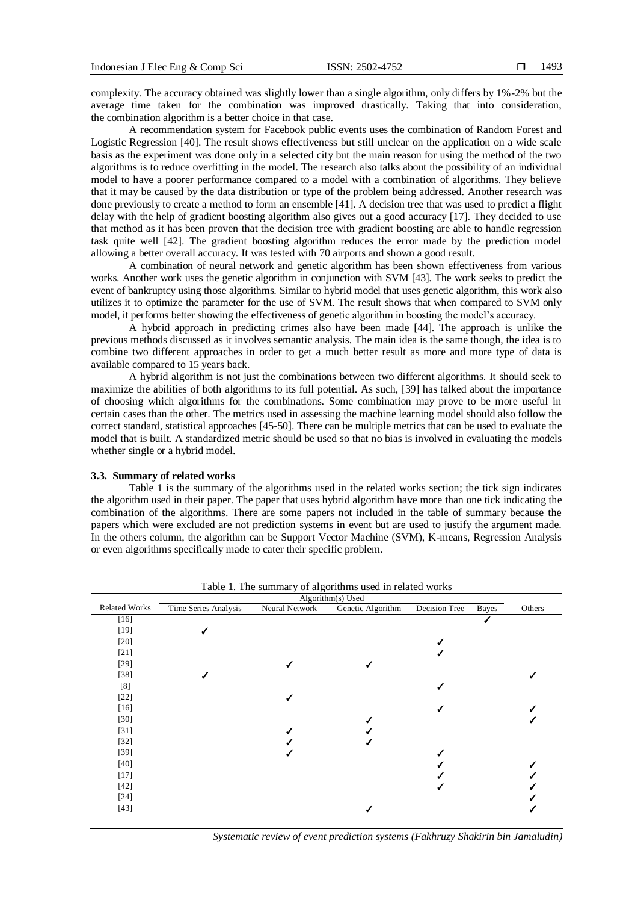complexity. The accuracy obtained was slightly lower than a single algorithm, only differs by 1%-2% but the average time taken for the combination was improved drastically. Taking that into consideration, the combination algorithm is a better choice in that case.

A recommendation system for Facebook public events uses the combination of Random Forest and Logistic Regression [40]. The result shows effectiveness but still unclear on the application on a wide scale basis as the experiment was done only in a selected city but the main reason for using the method of the two algorithms is to reduce overfitting in the model. The research also talks about the possibility of an individual model to have a poorer performance compared to a model with a combination of algorithms. They believe that it may be caused by the data distribution or type of the problem being addressed. Another research was done previously to create a method to form an ensemble [41]. A decision tree that was used to predict a flight delay with the help of gradient boosting algorithm also gives out a good accuracy [17]. They decided to use that method as it has been proven that the decision tree with gradient boosting are able to handle regression task quite well [42]. The gradient boosting algorithm reduces the error made by the prediction model allowing a better overall accuracy. It was tested with 70 airports and shown a good result.

A combination of neural network and genetic algorithm has been shown effectiveness from various works. Another work uses the genetic algorithm in conjunction with SVM [43]. The work seeks to predict the event of bankruptcy using those algorithms. Similar to hybrid model that uses genetic algorithm, this work also utilizes it to optimize the parameter for the use of SVM. The result shows that when compared to SVM only model, it performs better showing the effectiveness of genetic algorithm in boosting the model's accuracy.

A hybrid approach in predicting crimes also have been made [44]. The approach is unlike the previous methods discussed as it involves semantic analysis. The main idea is the same though, the idea is to combine two different approaches in order to get a much better result as more and more type of data is available compared to 15 years back.

A hybrid algorithm is not just the combinations between two different algorithms. It should seek to maximize the abilities of both algorithms to its full potential. As such, [39] has talked about the importance of choosing which algorithms for the combinations. Some combination may prove to be more useful in certain cases than the other. The metrics used in assessing the machine learning model should also follow the correct standard, statistical approaches [45-50]. There can be multiple metrics that can be used to evaluate the model that is built. A standardized metric should be used so that no bias is involved in evaluating the models whether single or a hybrid model.

### 3.3. Summary of related works

Table 1 is the summary of the algorithms used in the related works section; the tick sign indicates the algorithm used in their paper. The paper that uses hybrid algorithm have more than one tick indicating the combination of the algorithms. There are some papers not included in the table of summary because the papers which were excluded are not prediction systems in event but are used to justify the argument made. In the others column, the algorithm can be Support Vector Machine (SVM), K-means, Regression Analysis or even algorithms specifically made to cater their specific problem.

Table 1. The summary of algorithms used in related works

| | Algorithm(s) Used | | | | | |
|---|---|---|---|---|---|---|
| Related Works | Time Series Analysis | Neural Network | Genetic Algorithm | Decision Tree | Bayes | Others |
| [16] | | | | | ✓ | |
| [19] | ✓ | | | | | |
| [20] | | | | ✓ | | |
| [21] | | | | ✓ | | |
| [29] | | ✓ | ✓ | | | |
| [38] | ✓ | | | | | ✓ |
| [8] | | | | ✓ | | |
| [22] | | ✓ | | | | |
| [16] | | | | ✓ | | ✓ |
| [30] | | | ✓ | | | ✓ |
| [31] | | ✓ | ✓ | | | |
| [32] | | ✓ | ✓ | | | |
| [39] | | ✓ | | ✓ | | |
| [40] | | | | ✓ | | ✓ |
| [17] | | | | ✓ | | ✓ |
| [42] | | | | ✓ | | ✓ |
| [24] | | | | | | ✓ |
| [43] | | | ✓ | | | ✓ |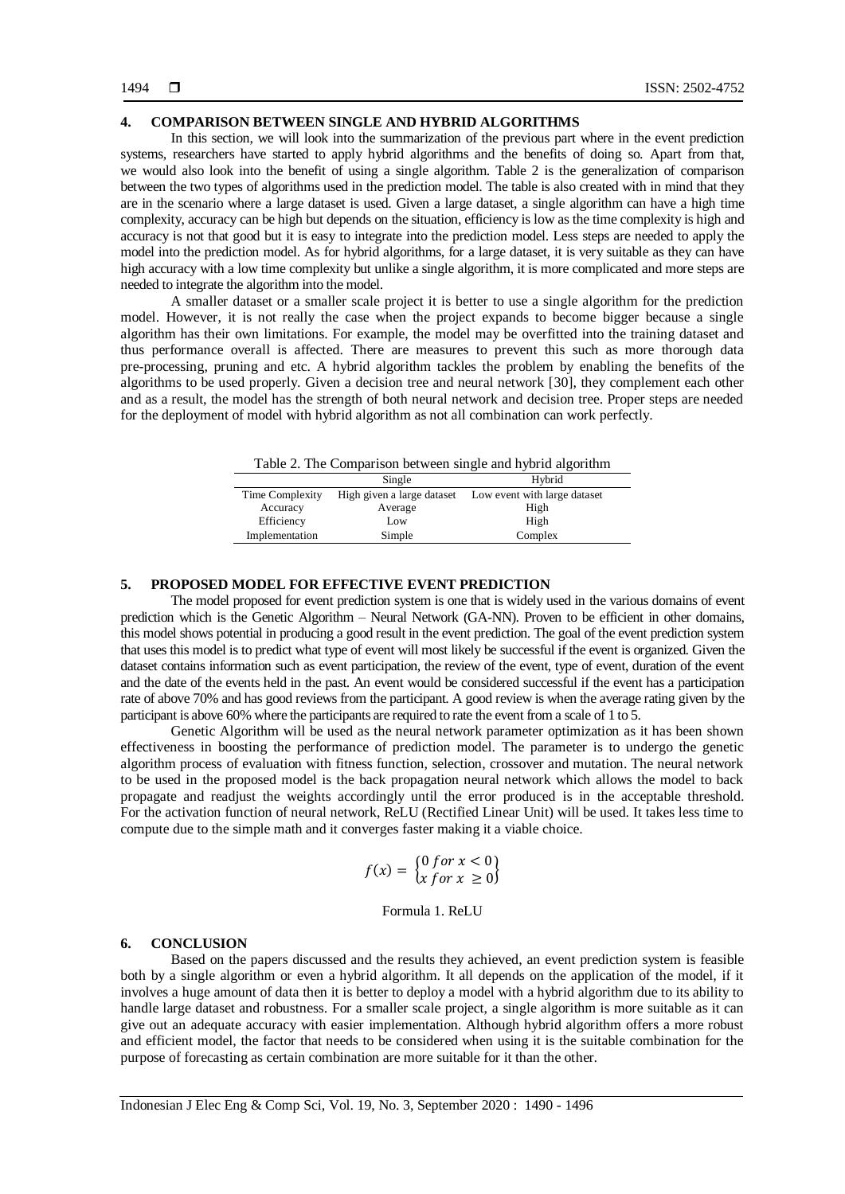## 4. COMPARISON BETWEEN SINGLE AND HYBRID ALGORITHMS

In this section, we will look into the summarization of the previous part where in the event prediction systems, researchers have started to apply hybrid algorithms and the benefits of doing so. Apart from that, we would also look into the benefit of using a single algorithm. Table 2 is the generalization of comparison between the two types of algorithms used in the prediction model. The table is also created with in mind that they are in the scenario where a large dataset is used. Given a large dataset, a single algorithm can have a high time complexity, accuracy can be high but depends on the situation, efficiency is low as the time complexity is high and accuracy is not that good but it is easy to integrate into the prediction model. Less steps are needed to apply the model into the prediction model. As for hybrid algorithms, for a large dataset, it is very suitable as they can have high accuracy with a low time complexity but unlike a single algorithm, it is more complicated and more steps are needed to integrate the algorithm into the model.

A smaller dataset or a smaller scale project it is better to use a single algorithm for the prediction model. However, it is not really the case when the project expands to become bigger because a single algorithm has their own limitations. For example, the model may be overfitted into the training dataset and thus performance overall is affected. There are measures to prevent this such as more thorough data pre-processing, pruning and etc. A hybrid algorithm tackles the problem by enabling the benefits of the algorithms to be used properly. Given a decision tree and neural network [30], they complement each other and as a result, the model has the strength of both neural network and decision tree. Proper steps are needed for the deployment of model with hybrid algorithm as not all combination can work perfectly.

Table 2. The Comparison between single and hybrid algorithm

| | Single | Hybrid |
|---|---|---|
| Time Complexity | High given a large dataset | Low event with large dataset |
| Accuracy | Average | High |
| Efficiency | Low | High |
| Implementation | Simple | Complex |

## 5. PROPOSED MODEL FOR EFFECTIVE EVENT PREDICTION

The model proposed for event prediction system is one that is widely used in the various domains of event prediction which is the Genetic Algorithm – Neural Network (GA-NN). Proven to be efficient in other domains, this model shows potential in producing a good result in the event prediction. The goal of the event prediction system that uses this model is to predict what type of event will most likely be successful if the event is organized. Given the dataset contains information such as event participation, the review of the event, type of event, duration of the event and the date of the events held in the past. An event would be considered successful if the event has a participation rate of above 70% and has good reviews from the participant. A good review is when the average rating given by the participant is above 60% where the participants are required to rate the event from a scale of 1 to 5.

Genetic Algorithm will be used as the neural network parameter optimization as it has been shown effectiveness in boosting the performance of prediction model. The parameter is to undergo the genetic algorithm process of evaluation with fitness function, selection, crossover and mutation. The neural network to be used in the proposed model is the back propagation neural network which allows the model to back propagate and readjust the weights accordingly until the error produced is in the acceptable threshold. For the activation function of neural network, ReLU (Rectified Linear Unit) will be used. It takes less time to compute due to the simple math and it converges faster making it a viable choice.

$$f(x) = \begin{Bmatrix} 0 \; for \; x < 0 \\ x \; for \; x \geq 0 \end{Bmatrix}$$

Formula 1. ReLU

## 6. CONCLUSION

Based on the papers discussed and the results they achieved, an event prediction system is feasible both by a single algorithm or even a hybrid algorithm. It all depends on the application of the model, if it involves a huge amount of data then it is better to deploy a model with a hybrid algorithm due to its ability to handle large dataset and robustness. For a smaller scale project, a single algorithm is more suitable as it can give out an adequate accuracy with easier implementation. Although hybrid algorithm offers a more robust and efficient model, the factor that needs to be considered when using it is the suitable combination for the purpose of forecasting as certain combination are more suitable for it than the other.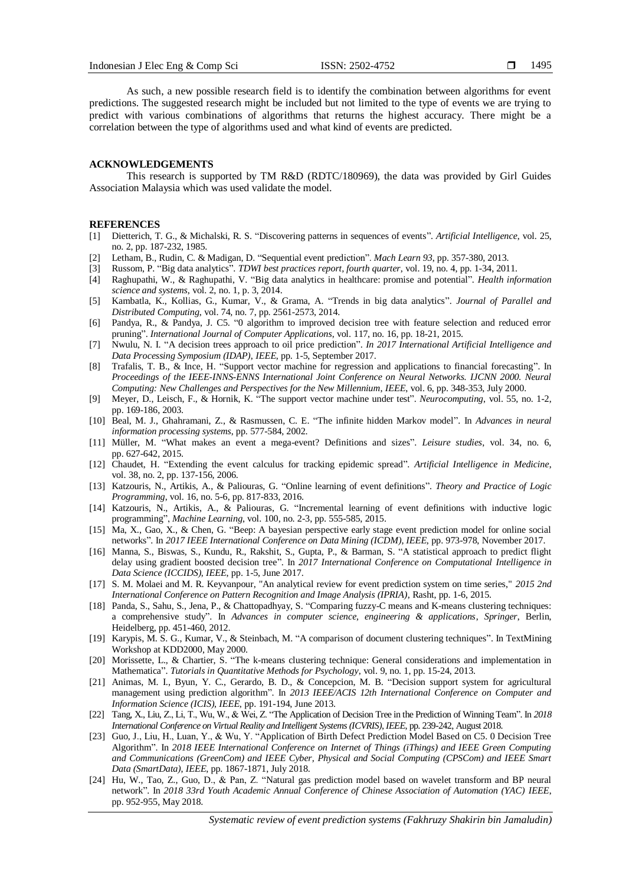As such, a new possible research field is to identify the combination between algorithms for event predictions. The suggested research might be included but not limited to the type of events we are trying to predict with various combinations of algorithms that returns the highest accuracy. There might be a correlation between the type of algorithms used and what kind of events are predicted.

## ACKNOWLEDGEMENTS

This research is supported by TM R&D (RDTC/180969), the data was provided by Girl Guides Association Malaysia which was used validate the model.

## REFERENCES

[1] Dietterich, T. G., & Michalski, R. S. "Discovering patterns in sequences of events". *Artificial Intelligence*, vol. 25, no. 2, pp. 187-232, 1985.

[2] Letham, B., Rudin, C. & Madigan, D. "Sequential event prediction". *Mach Learn 93*, pp. 357-380, 2013.

[3] Russom, P. "Big data analytics". *TDWI best practices report, fourth quarter*, vol. 19, no. 4, pp. 1-34, 2011.

[4] Raghupathi, W., & Raghupathi, V. "Big data analytics in healthcare: promise and potential". *Health information science and systems*, vol. 2, no. 1, p. 3, 2014.

[5] Kambatla, K., Kollias, G., Kumar, V., & Grama, A. "Trends in big data analytics". *Journal of Parallel and Distributed Computing*, vol. 74, no. 7, pp. 2561-2573, 2014.

[6] Pandya, R., & Pandya, J. C5. "0 algorithm to improved decision tree with feature selection and reduced error pruning". *International Journal of Computer Applications*, vol. 117, no. 16, pp. 18-21, 2015.

[7] Nwulu, N. I. "A decision trees approach to oil price prediction". *In 2017 International Artificial Intelligence and Data Processing Symposium (IDAP), IEEE*, pp. 1-5, September 2017.

[8] Trafalis, T. B., & Ince, H. "Support vector machine for regression and applications to financial forecasting". In *Proceedings of the IEEE-INNS-ENNS International Joint Conference on Neural Networks. IJCNN 2000. Neural Computing: New Challenges and Perspectives for the New Millennium, IEEE*, vol. 6, pp. 348-353, July 2000.

[9] Meyer, D., Leisch, F., & Hornik, K. "The support vector machine under test". *Neurocomputing*, vol. 55, no. 1-2, pp. 169-186, 2003.

[10] Beal, M. J., Ghahramani, Z., & Rasmussen, C. E. "The infinite hidden Markov model". In *Advances in neural information processing systems*, pp. 577-584, 2002.

[11] Müller, M. "What makes an event a mega-event? Definitions and sizes". *Leisure studies*, vol. 34, no. 6, pp. 627-642, 2015.

[12] Chaudet, H. "Extending the event calculus for tracking epidemic spread". *Artificial Intelligence in Medicine*, vol. 38, no. 2, pp. 137-156, 2006.

[13] Katzouris, N., Artikis, A., & Paliouras, G. "Online learning of event definitions". *Theory and Practice of Logic Programming*, vol. 16, no. 5-6, pp. 817-833, 2016.

[14] Katzouris, N., Artikis, A., & Paliouras, G. "Incremental learning of event definitions with inductive logic programming", *Machine Learning*, vol. 100, no. 2-3, pp. 555-585, 2015.

[15] Ma, X., Gao, X., & Chen, G. "Beep: A bayesian perspective early stage event prediction model for online social networks". In *2017 IEEE International Conference on Data Mining (ICDM), IEEE*, pp. 973-978, November 2017.

[16] Manna, S., Biswas, S., Kundu, R., Rakshit, S., Gupta, P., & Barman, S. "A statistical approach to predict flight delay using gradient boosted decision tree". In *2017 International Conference on Computational Intelligence in Data Science (ICCIDS), IEEE*, pp. 1-5, June 2017.

[17] S. M. Molaei and M. R. Keyvanpour, "An analytical review for event prediction system on time series," *2015 2nd International Conference on Pattern Recognition and Image Analysis (IPRIA)*, Rasht, pp. 1-6, 2015.

[18] Panda, S., Sahu, S., Jena, P., & Chattopadhyay, S. "Comparing fuzzy-C means and K-means clustering techniques: a comprehensive study". In *Advances in computer science, engineering & applications*, *Springer*, Berlin, Heidelberg, pp. 451-460, 2012.

[19] Karypis, M. S. G., Kumar, V., & Steinbach, M. "A comparison of document clustering techniques". In TextMining Workshop at KDD2000, May 2000.

[20] Morissette, L., & Chartier, S. "The k-means clustering technique: General considerations and implementation in Mathematica". *Tutorials in Quantitative Methods for Psychology*, vol. 9, no. 1, pp. 15-24, 2013.

[21] Animas, M. I., Byun, Y. C., Gerardo, B. D., & Concepcion, M. B. "Decision support system for agricultural management using prediction algorithm". In *2013 IEEE/ACIS 12th International Conference on Computer and Information Science (ICIS), IEEE*, pp. 191-194, June 2013.

[22] Tang, X., Liu, Z., Li, T., Wu, W., & Wei, Z. "The Application of Decision Tree in the Prediction of Winning Team". In *2018 International Conference on Virtual Reality and Intelligent Systems (ICVRIS), IEEE*, pp. 239-242, August 2018.

[23] Guo, J., Liu, H., Luan, Y., & Wu, Y. "Application of Birth Defect Prediction Model Based on C5. 0 Decision Tree Algorithm". In *2018 IEEE International Conference on Internet of Things (iThings) and IEEE Green Computing and Communications (GreenCom) and IEEE Cyber, Physical and Social Computing (CPSCom) and IEEE Smart Data (SmartData), IEEE*, pp. 1867-1871, July 2018.

[24] Hu, W., Tao, Z., Guo, D., & Pan, Z. "Natural gas prediction model based on wavelet transform and BP neural network". In *2018 33rd Youth Academic Annual Conference of Chinese Association of Automation (YAC) IEEE*, pp. 952-955, May 2018.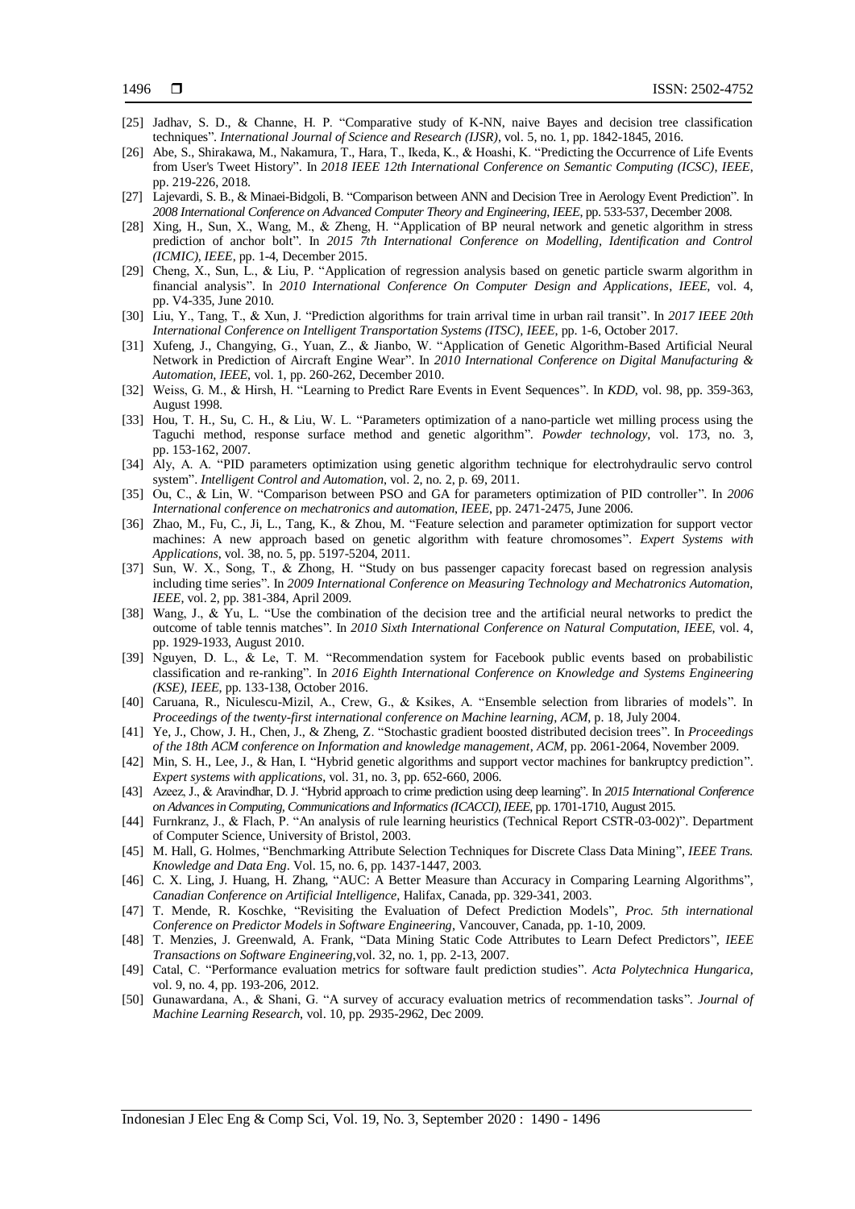[25] Jadhav, S. D., & Channe, H. P. "Comparative study of K-NN, naive Bayes and decision tree classification techniques". *International Journal of Science and Research (IJSR)*, vol. 5, no. 1, pp. 1842-1845, 2016.

[26] Abe, S., Shirakawa, M., Nakamura, T., Hara, T., Ikeda, K., & Hoashi, K. "Predicting the Occurrence of Life Events from User's Tweet History". In *2018 IEEE 12th International Conference on Semantic Computing (ICSC), IEEE*, pp. 219-226, 2018.

[27] Lajevardi, S. B., & Minaei-Bidgoli, B. "Comparison between ANN and Decision Tree in Aerology Event Prediction". In *2008 International Conference on Advanced Computer Theory and Engineering, IEEE*, pp. 533-537, December 2008.

[28] Xing, H., Sun, X., Wang, M., & Zheng, H. "Application of BP neural network and genetic algorithm in stress prediction of anchor bolt". In *2015 7th International Conference on Modelling, Identification and Control (ICMIC), IEEE*, pp. 1-4, December 2015.

[29] Cheng, X., Sun, L., & Liu, P. "Application of regression analysis based on genetic particle swarm algorithm in financial analysis". In *2010 International Conference On Computer Design and Applications*, *IEEE*, vol. 4, pp. V4-335, June 2010.

[30] Liu, Y., Tang, T., & Xun, J. "Prediction algorithms for train arrival time in urban rail transit". In *2017 IEEE 20th International Conference on Intelligent Transportation Systems (ITSC), IEEE*, pp. 1-6, October 2017.

[31] Xufeng, J., Changying, G., Yuan, Z., & Jianbo, W. "Application of Genetic Algorithm-Based Artificial Neural Network in Prediction of Aircraft Engine Wear". In *2010 International Conference on Digital Manufacturing & Automation, IEEE*, vol. 1, pp. 260-262, December 2010.

[32] Weiss, G. M., & Hirsh, H. "Learning to Predict Rare Events in Event Sequences". In *KDD*, vol. 98, pp. 359-363, August 1998.

[33] Hou, T. H., Su, C. H., & Liu, W. L. "Parameters optimization of a nano-particle wet milling process using the Taguchi method, response surface method and genetic algorithm". *Powder technology*, vol. 173, no. 3, pp. 153-162, 2007.

[34] Aly, A. A. "PID parameters optimization using genetic algorithm technique for electrohydraulic servo control system". *Intelligent Control and Automation*, vol. 2, no. 2, p. 69, 2011.

[35] Ou, C., & Lin, W. "Comparison between PSO and GA for parameters optimization of PID controller". In *2006 International conference on mechatronics and automation, IEEE*, pp. 2471-2475, June 2006.

[36] Zhao, M., Fu, C., Ji, L., Tang, K., & Zhou, M. "Feature selection and parameter optimization for support vector machines: A new approach based on genetic algorithm with feature chromosomes". *Expert Systems with Applications*, vol. 38, no. 5, pp. 5197-5204, 2011.

[37] Sun, W. X., Song, T., & Zhong, H. "Study on bus passenger capacity forecast based on regression analysis including time series". In *2009 International Conference on Measuring Technology and Mechatronics Automation, IEEE*, vol. 2, pp. 381-384, April 2009.

[38] Wang, J., & Yu, L. "Use the combination of the decision tree and the artificial neural networks to predict the outcome of table tennis matches". In *2010 Sixth International Conference on Natural Computation, IEEE*, vol. 4, pp. 1929-1933, August 2010.

[39] Nguyen, D. L., & Le, T. M. "Recommendation system for Facebook public events based on probabilistic classification and re-ranking". In *2016 Eighth International Conference on Knowledge and Systems Engineering (KSE), IEEE*, pp. 133-138, October 2016.

[40] Caruana, R., Niculescu-Mizil, A., Crew, G., & Ksikes, A. "Ensemble selection from libraries of models". In *Proceedings of the twenty-first international conference on Machine learning*, *ACM*, p. 18, July 2004.

[41] Ye, J., Chow, J. H., Chen, J., & Zheng, Z. "Stochastic gradient boosted distributed decision trees". In *Proceedings of the 18th ACM conference on Information and knowledge management, ACM*, pp. 2061-2064, November 2009.

[42] Min, S. H., Lee, J., & Han, I. "Hybrid genetic algorithms and support vector machines for bankruptcy prediction". *Expert systems with applications*, vol. 31, no. 3, pp. 652-660, 2006.

[43] Azeez, J., & Aravindhar, D. J. "Hybrid approach to crime prediction using deep learning". In *2015 International Conference on Advances in Computing, Communications and Informatics (ICACCI), IEEE*, pp. 1701-1710, August 2015.

[44] Furnkranz, J., & Flach, P. "An analysis of rule learning heuristics (Technical Report CSTR-03-002)". Department of Computer Science, University of Bristol, 2003.

[45] M. Hall, G. Holmes, "Benchmarking Attribute Selection Techniques for Discrete Class Data Mining", *IEEE Trans. Knowledge and Data Eng*. Vol. 15, no. 6, pp. 1437-1447, 2003.

[46] C. X. Ling, J. Huang, H. Zhang, "AUC: A Better Measure than Accuracy in Comparing Learning Algorithms", *Canadian Conference on Artificial Intelligence*, Halifax, Canada, pp. 329-341, 2003.

[47] T. Mende, R. Koschke, "Revisiting the Evaluation of Defect Prediction Models", *Proc. 5th international Conference on Predictor Models in Software Engineering*, Vancouver, Canada, pp. 1-10, 2009.

[48] T. Menzies, J. Greenwald, A. Frank, "Data Mining Static Code Attributes to Learn Defect Predictors", *IEEE Transactions on Software Engineering*,vol. 32, no. 1, pp. 2-13, 2007.

[49] Catal, C. "Performance evaluation metrics for software fault prediction studies". *Acta Polytechnica Hungarica*, vol. 9, no. 4, pp. 193-206, 2012.

[50] Gunawardana, A., & Shani, G. "A survey of accuracy evaluation metrics of recommendation tasks". *Journal of Machine Learning Research*, vol. 10, pp. 2935-2962, Dec 2009.